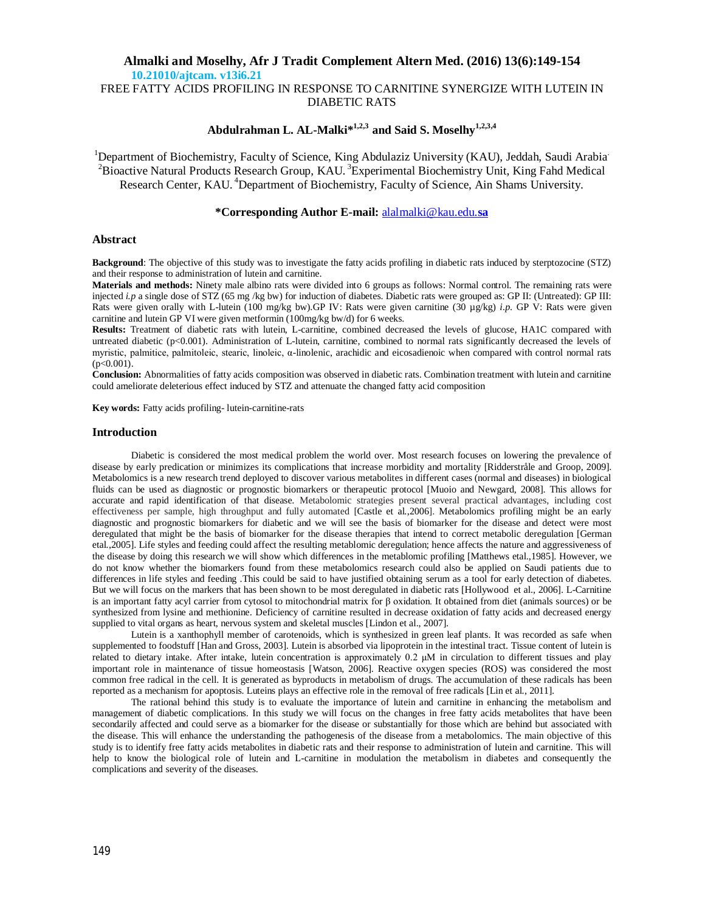**10.21010/ajtcam. v13i6.21**

# FREE FATTY ACIDS PROFILING IN RESPONSE TO CARNITINE SYNERGIZE WITH LUTEIN IN DIABETIC RATS

**Abdulrahman L. AL-Malki*[1,2,3] and Said S. Moselhy[1,2,3,4]**

[1]Department of Biochemistry, Faculty of Science, King Abdulaziz University (KAU), Jeddah, Saudi Arabia. [2]Bioactive Natural Products Research Group, KAU. [3]Experimental Biochemistry Unit, King Fahd Medical Research Center, KAU. [4]Department of Biochemistry, Faculty of Science, Ain Shams University.

**\*Corresponding Author E-mail:** alalmalki@kau.edu.**sa**

## Abstract

**Background**: The objective of this study was to investigate the fatty acids profiling in diabetic rats induced by sterptozocine (STZ) and their response to administration of lutein and carnitine.

**Materials and methods:** Ninety male albino rats were divided into 6 groups as follows: Normal control. The remaining rats were injected *i.p* a single dose of STZ (65 mg /kg bw) for induction of diabetes. Diabetic rats were grouped as: GP II: (Untreated): GP III: Rats were given orally with L-lutein (100 mg/kg bw).GP IV: Rats were given carnitine (30 µg/kg) *i.p*. GP V: Rats were given carnitine and lutein GP VI were given metformin (100mg/kg bw/d) for 6 weeks.

**Results:** Treatment of diabetic rats with lutein, L-carnitine, combined decreased the levels of glucose, HA1C compared with untreated diabetic ($p<0.001$). Administration of L-lutein, carnitine, combined to normal rats significantly decreased the levels of myristic, palmitice, palmitoleic, stearic, linoleic, α-linolenic, arachidic and eicosadienoic when compared with control normal rats ($p<0.001$).

**Conclusion:** Abnormalities of fatty acids composition was observed in diabetic rats. Combination treatment with lutein and carnitine could ameliorate deleterious effect induced by STZ and attenuate the changed fatty acid composition

**Key words:** Fatty acids profiling- lutein-carnitine-rats

## Introduction

Diabetic is considered the most medical problem the world over. Most research focuses on lowering the prevalence of disease by early predication or minimizes its complications that increase morbidity and mortality [Ridderstråle and Groop, 2009]. Metabolomics is a new research trend deployed to discover various metabolites in different cases (normal and diseases) in biological fluids can be used as diagnostic or prognostic biomarkers or therapeutic protocol [Muoio and Newgard, 2008]. This allows for accurate and rapid identification of that disease. Metabolomic strategies present several practical advantages, including cost effectiveness per sample, high throughput and fully automated [Castle et al.,2006]. Metabolomics profiling might be an early diagnostic and prognostic biomarkers for diabetic and we will see the basis of biomarker for the disease and detect were most deregulated that might be the basis of biomarker for the disease therapies that intend to correct metabolic deregulation [German etal.,2005]. Life styles and feeding could affect the resulting metablomic deregulation; hence affects the nature and aggressiveness of the disease by doing this research we will show which differences in the metablomic profiling [Matthews etal.,1985]. However, we do not know whether the biomarkers found from these metabolomics research could also be applied on Saudi patients due to differences in life styles and feeding .This could be said to have justified obtaining serum as a tool for early detection of diabetes. But we will focus on the markers that has been shown to be most deregulated in diabetic rats [Hollywood et al., 2006]. L-Carnitine is an important fatty acyl carrier from cytosol to mitochondrial matrix for β oxidation. It obtained from diet (animals sources) or be synthesized from lysine and methionine. Deficiency of carnitine resulted in decrease oxidation of fatty acids and decreased energy supplied to vital organs as heart, nervous system and skeletal muscles [Lindon et al., 2007].

Lutein is a xanthophyll member of carotenoids, which is synthesized in green leaf plants. It was recorded as safe when supplemented to foodstuff [Han and Gross, 2003]. Lutein is absorbed via lipoprotein in the intestinal tract. Tissue content of lutein is related to dietary intake. After intake, lutein concentration is approximately 0.2 µM in circulation to different tissues and play important role in maintenance of tissue homeostasis [Watson, 2006]. Reactive oxygen species (ROS) was considered the most common free radical in the cell. It is generated as byproducts in metabolism of drugs. The accumulation of these radicals has been reported as a mechanism for apoptosis. Luteins plays an effective role in the removal of free radicals [Lin et al., 2011].

The rational behind this study is to evaluate the importance of lutein and carnitine in enhancing the metabolism and management of diabetic complications. In this study we will focus on the changes in free fatty acids metabolites that have been secondarily affected and could serve as a biomarker for the disease or substantially for those which are behind but associated with the disease. This will enhance the understanding the pathogenesis of the disease from a metabolomics. The main objective of this study is to identify free fatty acids metabolites in diabetic rats and their response to administration of lutein and carnitine. This will help to know the biological role of lutein and L-carnitine in modulation the metabolism in diabetes and consequently the complications and severity of the diseases.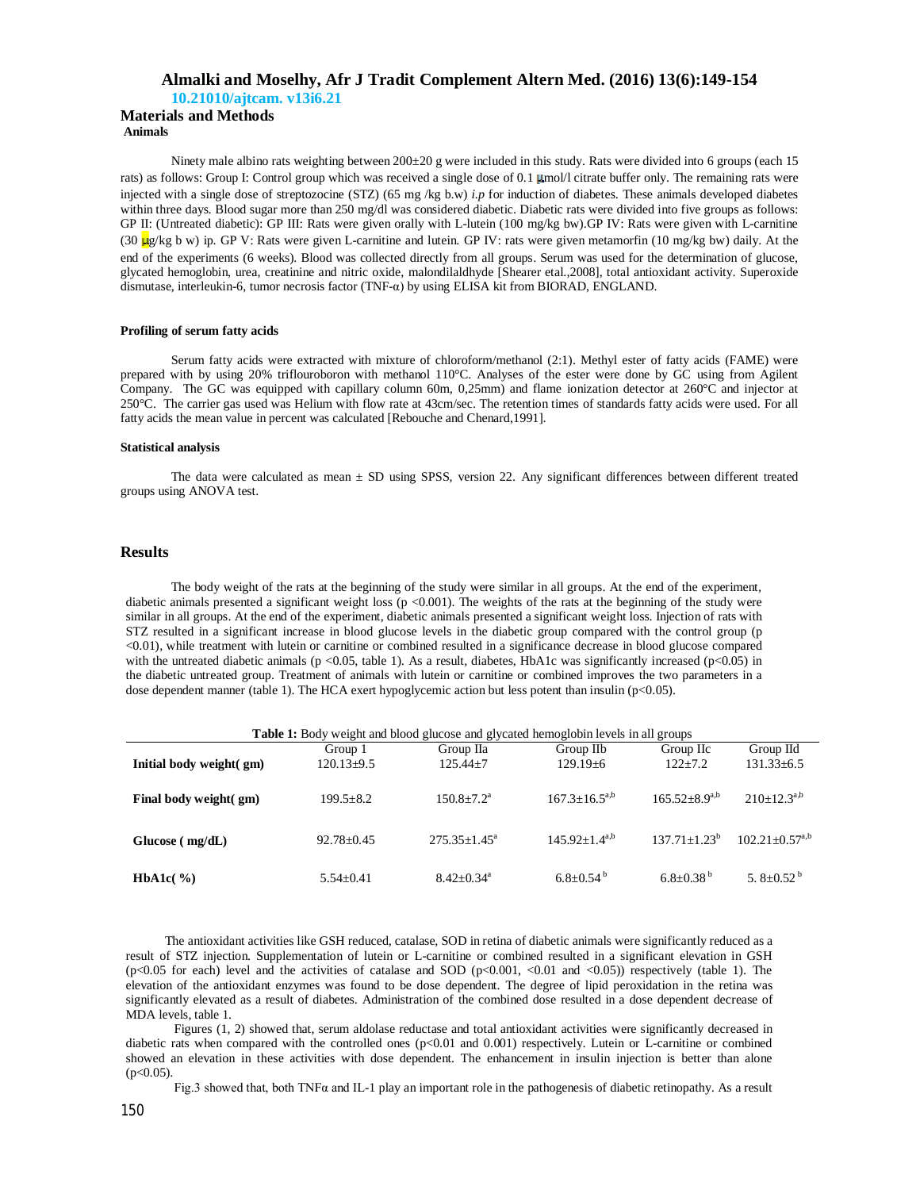## Materials and Methods

### Animals

Ninety male albino rats weighting between 200±20 g were included in this study. Rats were divided into 6 groups (each 15 rats) as follows: Group I: Control group which was received a single dose of 0.1 µmol/l citrate buffer only. The remaining rats were injected with a single dose of streptozocine (STZ) (65 mg /kg b.w) *i.p* for induction of diabetes. These animals developed diabetes within three days. Blood sugar more than 250 mg/dl was considered diabetic. Diabetic rats were divided into five groups as follows: GP II: (Untreated diabetic): GP III: Rats were given orally with L-lutein (100 mg/kg bw).GP IV: Rats were given with L-carnitine (30 µg/kg b w) ip. GP V: Rats were given L-carnitine and lutein. GP IV: rats were given metamorfin (10 mg/kg bw) daily. At the end of the experiments (6 weeks). Blood was collected directly from all groups. Serum was used for the determination of glucose, glycated hemoglobin, urea, creatinine and nitric oxide, malondilaldhyde [Shearer etal.,2008], total antioxidant activity. Superoxide dismutase, interleukin-6, tumor necrosis factor (TNF-α) by using ELISA kit from BIORAD, ENGLAND.

### Profiling of serum fatty acids

Serum fatty acids were extracted with mixture of chloroform/methanol (2:1). Methyl ester of fatty acids (FAME) were prepared with by using 20% triflouroboron with methanol 110°C. Analyses of the ester were done by GC using from Agilent Company. The GC was equipped with capillary column 60m, 0,25mm) and flame ionization detector at 260°C and injector at 250°C. The carrier gas used was Helium with flow rate at 43cm/sec. The retention times of standards fatty acids were used. For all fatty acids the mean value in percent was calculated [Rebouche and Chenard,1991].

### Statistical analysis

The data were calculated as mean ± SD using SPSS, version 22. Any significant differences between different treated groups using ANOVA test.

## Results

The body weight of the rats at the beginning of the study were similar in all groups. At the end of the experiment, diabetic animals presented a significant weight loss ($p < 0.001$). The weights of the rats at the beginning of the study were similar in all groups. At the end of the experiment, diabetic animals presented a significant weight loss. Injection of rats with STZ resulted in a significant increase in blood glucose levels in the diabetic group compared with the control group ($p < 0.01$), while treatment with lutein or carnitine or combined resulted in a significance decrease in blood glucose compared with the untreated diabetic animals ($p < 0.05$, table 1). As a result, diabetes, HbA1c was significantly increased ($p<0.05$) in the diabetic untreated group. Treatment of animals with lutein or carnitine or combined improves the two parameters in a dose dependent manner (table 1). The HCA exert hypoglycemic action but less potent than insulin ($p<0.05$).

**Table 1:** Body weight and blood glucose and glycated hemoglobin levels in all groups

| | Group 1 | Group IIa | Group IIb | Group IIc | Group IId |
|---|---|---|---|---|---|
| **Initial body weight( gm)** | 120.13±9.5 | 125.44±7 | 129.19±6 | 122±7.2 | 131.33±6.5 |
| **Final body weight( gm)** | 199.5±8.2 | 150.8±7.2[a] | 167.3±16.5[a,b] | 165.52±8.9[a,b] | 210±12.3[a,b] |
| **Glucose ( mg/dL)** | 92.78±0.45 | 275.35±1.45[a] | 145.92±1.4[a,b] | 137.71±1.23[b] | 102.21±0.57[a,b] |
| **HbA1c( %)** | 5.54±0.41 | 8.42±0.34[a] | 6.8±0.54[b] | 6.8±0.38[b] | 5. 8±0.52[b] |

The antioxidant activities like GSH reduced, catalase, SOD in retina of diabetic animals were significantly reduced as a result of STZ injection. Supplementation of lutein or L-carnitine or combined resulted in a significant elevation in GSH ($p<0.05$ for each) level and the activities of catalase and SOD ($p<0.001$, $<0.01$ and $<0.05$)) respectively (table 1). The elevation of the antioxidant enzymes was found to be dose dependent. The degree of lipid peroxidation in the retina was significantly elevated as a result of diabetes. Administration of the combined dose resulted in a dose dependent decrease of MDA levels, table 1.

Figures (1, 2) showed that, serum aldolase reductase and total antioxidant activities were significantly decreased in diabetic rats when compared with the controlled ones ($p<0.01$ and 0.001) respectively. Lutein or L-carnitine or combined showed an elevation in these activities with dose dependent. The enhancement in insulin injection is better than alone ($p<0.05$).

Fig.3 showed that, both TNFα and IL-1 play an important role in the pathogenesis of diabetic retinopathy. As a result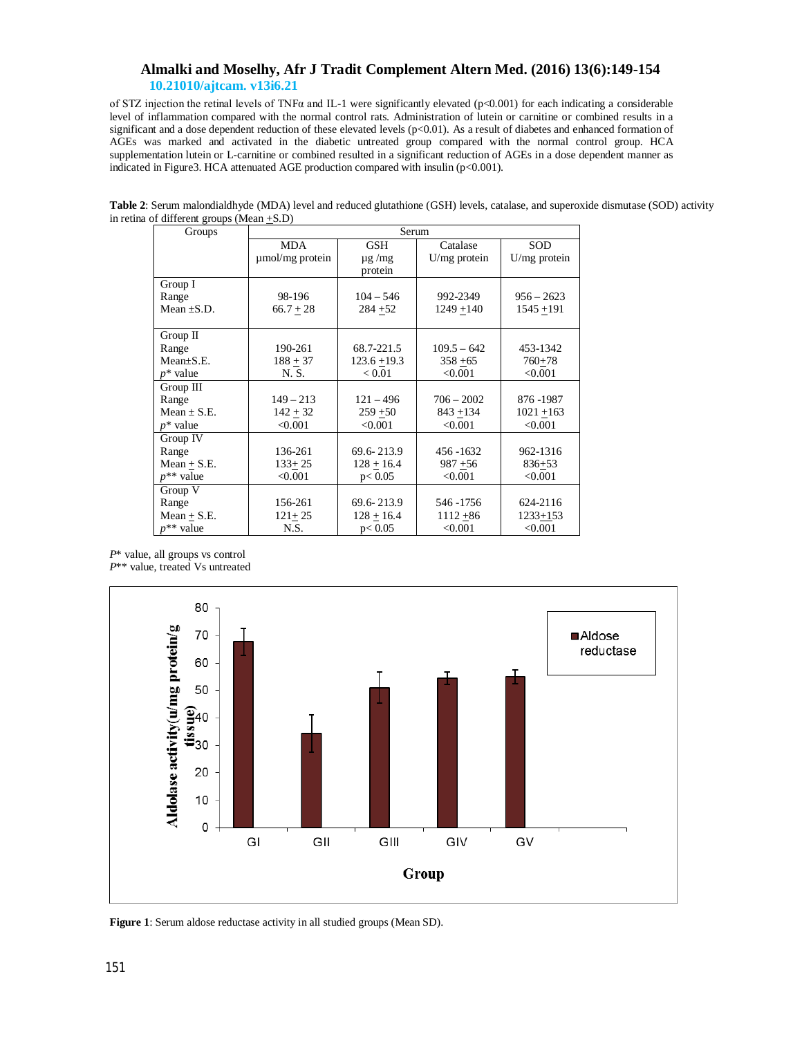of STZ injection the retinal levels of TNFα and IL-1 were significantly elevated ($p<0.001$) for each indicating a considerable level of inflammation compared with the normal control rats. Administration of lutein or carnitine or combined results in a significant and a dose dependent reduction of these elevated levels ($p<0.01$). As a result of diabetes and enhanced formation of AGEs was marked and activated in the diabetic untreated group compared with the normal control group. HCA supplementation lutein or L-carnitine or combined resulted in a significant reduction of AGEs in a dose dependent manner as indicated in Figure3. HCA attenuated AGE production compared with insulin ($p<0.001$).

**Table 2**: Serum malondialdhyde (MDA) level and reduced glutathione (GSH) levels, catalase, and superoxide dismutase (SOD) activity in retina of different groups (Mean ±S.D)

| Groups | Serum | | | |
|---|---|---|---|---|
| | MDA µmol/mg protein | GSH µg /mg protein | Catalase U/mg protein | SOD U/mg protein |
| Group I<br>Range<br>Mean ±S.D. | <br>98-196<br>66.7 ± 28 | <br>104 – 546<br>284 ±52 | <br>992-2349<br>1249 ±140 | <br>956 – 2623<br>1545 ±191 |
| Group II<br>Range<br>Mean±S.E.<br>*p** value | <br>190-261<br>188 ± 37<br>N. S. | <br>68.7-221.5<br>123.6 ±19.3<br>< 0.01 | <br>109.5 – 642<br>358 ±65<br><0.001 | <br>453-1342<br>760±78<br><0.001 |
| Group III<br>Range<br>Mean ± S.E.<br>*p** value | <br>149 – 213<br>142 ± 32<br><0.001 | <br>121 – 496<br>259 ±50<br><0.001 | <br>706 – 2002<br>843 ±134<br><0.001 | <br>876 -1987<br>1021 ±163<br><0.001 |
| Group IV<br>Range<br>Mean ± S.E.<br>*p*** value | <br>136-261<br>133± 25<br><0.001 | <br>69.6- 213.9<br>128 ± 16.4<br>p< 0.05 | <br>456 -1632<br>987 ±56<br><0.001 | <br>962-1316<br>836±53<br><0.001 |
| Group V<br>Range<br>Mean ± S.E.<br>*p*** value | <br>156-261<br>121± 25<br>N.S. | <br>69.6- 213.9<br>128 ± 16.4<br>p< 0.05 | <br>546 -1756<br>1112 ±86<br><0.001 | <br>624-2116<br>1233±153<br><0.001 |

*P** value, all groups vs control
*P*** value, treated Vs untreated

**Figure 1**: Serum aldose reductase activity in all studied groups (Mean SD).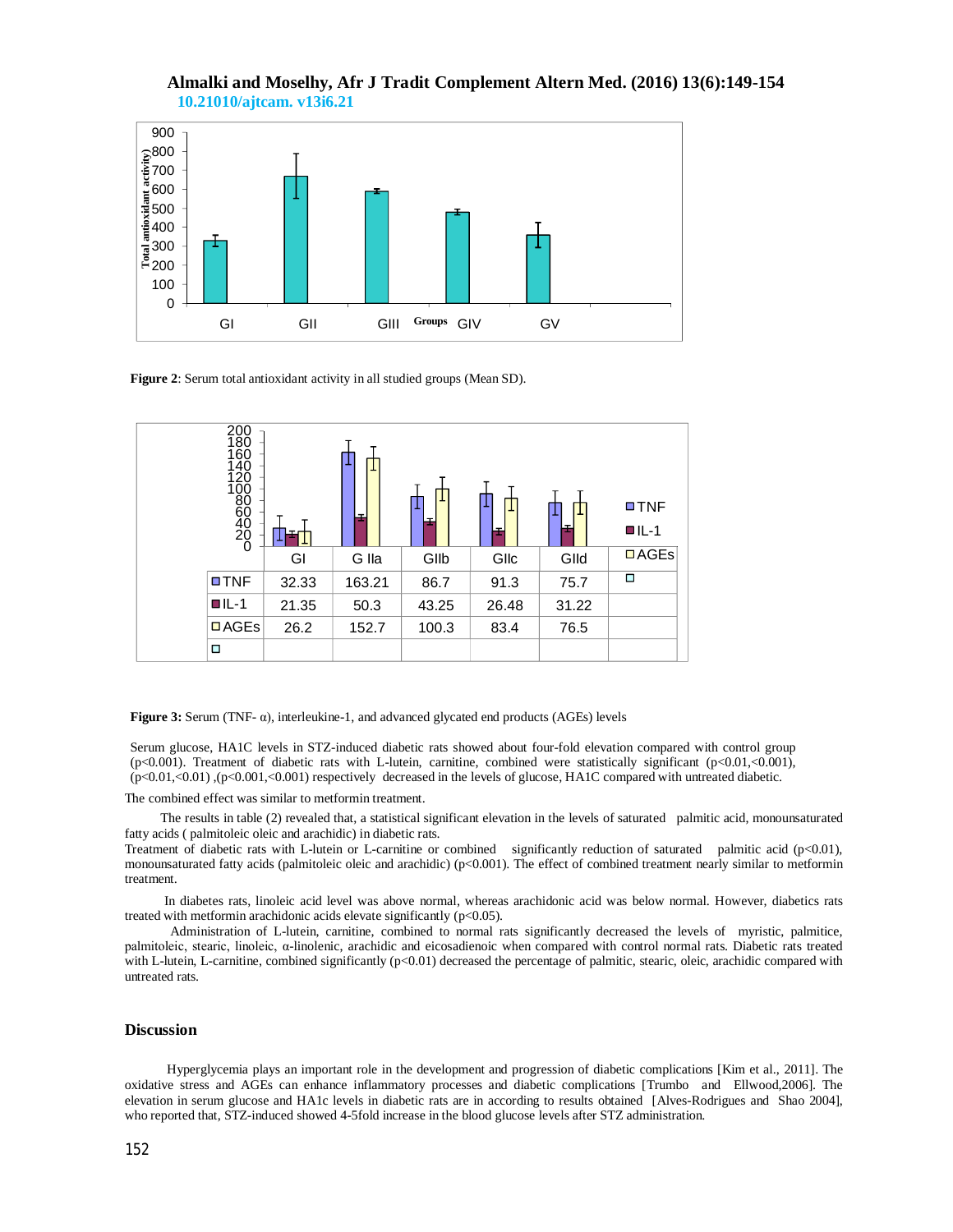**Figure 2**: Serum total antioxidant activity in all studied groups (Mean SD).

| | GI | G IIa | GIIb | GIIc | GIId |
|---|---|---|---|---|---|
| TNF | 32.33 | 163.21 | 86.7 | 91.3 | 75.7 |
| IL-1 | 21.35 | 50.3 | 43.25 | 26.48 | 31.22 |
| AGEs | 26.2 | 152.7 | 100.3 | 83.4 | 76.5 |

**Figure 3:** Serum (TNF- α), interleukine-1, and advanced glycated end products (AGEs) levels

Serum glucose, HA1C levels in STZ-induced diabetic rats showed about four-fold elevation compared with control group ($p<0.001$). Treatment of diabetic rats with L-lutein, carnitine, combined were statistically significant ($p<0.01$,$<0.001$), ($p<0.01$,$<0.01$) ,($p<0.001$,$<0.001$) respectively decreased in the levels of glucose, HA1C compared with untreated diabetic.

The combined effect was similar to metformin treatment.

The results in table (2) revealed that, a statistical significant elevation in the levels of saturated palmitic acid, monounsaturated fatty acids ( palmitoleic oleic and arachidic) in diabetic rats.

Treatment of diabetic rats with L-lutein or L-carnitine or combined significantly reduction of saturated palmitic acid ($p<0.01$), monounsaturated fatty acids (palmitoleic oleic and arachidic) ($p<0.001$). The effect of combined treatment nearly similar to metformin treatment.

In diabetes rats, linoleic acid level was above normal, whereas arachidonic acid was below normal. However, diabetics rats treated with metformin arachidonic acids elevate significantly ($p<0.05$).

Administration of L-lutein, carnitine, combined to normal rats significantly decreased the levels of myristic, palmitice, palmitoleic, stearic, linoleic, α-linolenic, arachidic and eicosadienoic when compared with control normal rats. Diabetic rats treated with L-lutein, L-carnitine, combined significantly ($p<0.01$) decreased the percentage of palmitic, stearic, oleic, arachidic compared with untreated rats.

## Discussion

Hyperglycemia plays an important role in the development and progression of diabetic complications [Kim et al., 2011]. The oxidative stress and AGEs can enhance inflammatory processes and diabetic complications [Trumbo and Ellwood,2006]. The elevation in serum glucose and HA1c levels in diabetic rats are in according to results obtained [Alves-Rodrigues and Shao 2004], who reported that, STZ-induced showed 4-5fold increase in the blood glucose levels after STZ administration.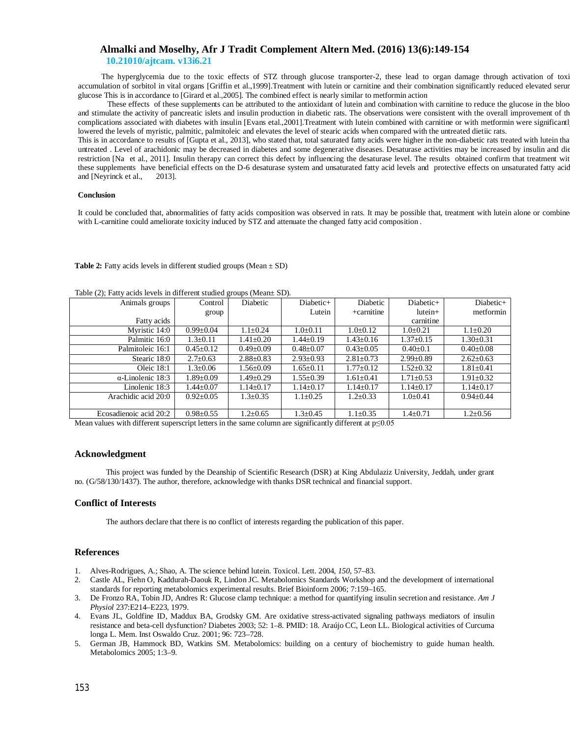The hyperglycemia due to the toxic effects of STZ through glucose transporter-2, these lead to organ damage through activation of toxi accumulation of sorbitol in vital organs [Griffin et al.,1999].Treatment with lutein or carnitine and their combination significantly reduced elevated serum glucose This is in accordance to [Girard et al.,2005]. The combined effect is nearly similar to metformin action

These effects of these supplements can be attributed to the antioxidant of lutein and combination with carnitine to reduce the glucose in the blood and stimulate the activity of pancreatic islets and insulin production in diabetic rats. The observations were consistent with the overall improvement of th complications associated with diabetes with insulin [Evans etal.,2001].Treatment with lutein combined with carnitine or with metformin were significantl lowered the levels of myristic, palmitic, palmitoleic and elevates the level of stearic acids when compared with the untreated dietiic rats.

This is in accordance to results of [Gupta et al., 2013], who stated that, total saturated fatty acids were higher in the non-diabetic rats treated with lutein tha untreated . Level of arachidonic may be decreased in diabetes and some degenerative diseases. Desaturase activities may be increased by insulin and die restriction [Na et al., 2011]. Insulin therapy can correct this defect by influencing the desaturase level. The results obtained confirm that treatment wit these supplements have beneficial effects on the D-6 desaturase system and unsaturated fatty acid levels and protective effects on unsaturated fatty acid and [Neyrinck et al., 2013].

## Conclusion

It could be concluded that, abnormalities of fatty acids composition was observed in rats. It may be possible that, treatment with lutein alone or combine with L-carnitine could ameliorate toxicity induced by STZ and attenuate the changed fatty acid composition .

**Table 2:** Fatty acids levels in different studied groups (Mean ± SD)

Table (2); Fatty acids levels in different studied groups (Mean± SD).

| Animals groups / Fatty acids | Control group | Diabetic | Diabetic+ Lutein | Diabetic +carnitine | Diabetic+ lutein+ carnitine | Diabetic+ metformin |
|---|---|---|---|---|---|---|
| Myristic 14:0 | 0.99±0.04 | 1.1±0.24 | 1.0±0.11 | 1.0±0.12 | 1.0±0.21 | 1.1±0.20 |
| Palmitic 16:0 | 1.3±0.11 | 1.41±0.20 | 1.44±0.19 | 1.43±0.16 | 1.37±0.15 | 1.30±0.31 |
| Palmitoleic 16:1 | 0.45±0.12 | 0.49±0.09 | 0.48±0.07 | 0.43±0.05 | 0.40±0.1 | 0.40±0.08 |
| Stearic 18:0 | 2.7±0.63 | 2.88±0.83 | 2.93±0.93 | 2.81±0.73 | 2.99±0.89 | 2.62±0.63 |
| Oleic 18:1 | 1.3±0.06 | 1.56±0.09 | 1.65±0.11 | 1.77±0.12 | 1.52±0.32 | 1.81±0.41 |
| α-Linolenic 18:3 | 1.89±0.09 | 1.49±0.29 | 1.55±0.39 | 1.61±0.41 | 1.71±0.53 | 1.91±0.32 |
| Linolenic 18:3 | 1.44±0.07 | 1.14±0.17 | 1.14±0.17 | 1.14±0.17 | 1.14±0.17 | 1.14±0.17 |
| Arachidic acid 20:0 | 0.92±0.05 | 1.3±0.35 | 1.1±0.25 | 1.2±0.33 | 1.0±0.41 | 0.94±0.44 |
| Ecosadienoic acid 20:2 | 0.98±0.55 | 1.2±0.65 | 1.3±0.45 | 1.1±0.35 | 1.4±0.71 | 1.2±0.56 |

Mean values with different superscript letters in the same column are significantly different at p≤0.05

## Acknowledgment

This project was funded by the Deanship of Scientific Research (DSR) at King Abdulaziz University, Jeddah, under grant no. (G/58/130/1437). The author, therefore, acknowledge with thanks DSR technical and financial support.

## Conflict of Interests

The authors declare that there is no conflict of interests regarding the publication of this paper.

## References

1. Alves-Rodrigues, A.; Shao, A. The science behind lutein. Toxicol. Lett. 2004, *150,* 57–83.
2. Castle AL, Fiehn O, Kaddurah-Daouk R, Lindon JC. Metabolomics Standards Workshop and the development of international standards for reporting metabolomics experimental results. Brief Bioinform 2006; 7:159–165.
3. De Fronzo RA, Tobin JD, Andres R: Glucose clamp technique: a method for quantifying insulin secretion and resistance. *Am J Physiol* 237:E214–E223, 1979.
4. Evans JL, Goldfine ID, Maddux BA, Grodsky GM. Are oxidative stress-activated signaling pathways mediators of insulin resistance and beta-cell dysfunction? Diabetes 2003; 52: 1–8. PMID: 18. Araújo CC, Leon LL. Biological activities of Curcuma longa L. Mem. Inst Oswaldo Cruz. 2001; 96: 723–728.
5. German JB, Hammock BD, Watkins SM. Metabolomics: building on a century of biochemistry to guide human health. Metabolomics 2005; 1:3–9.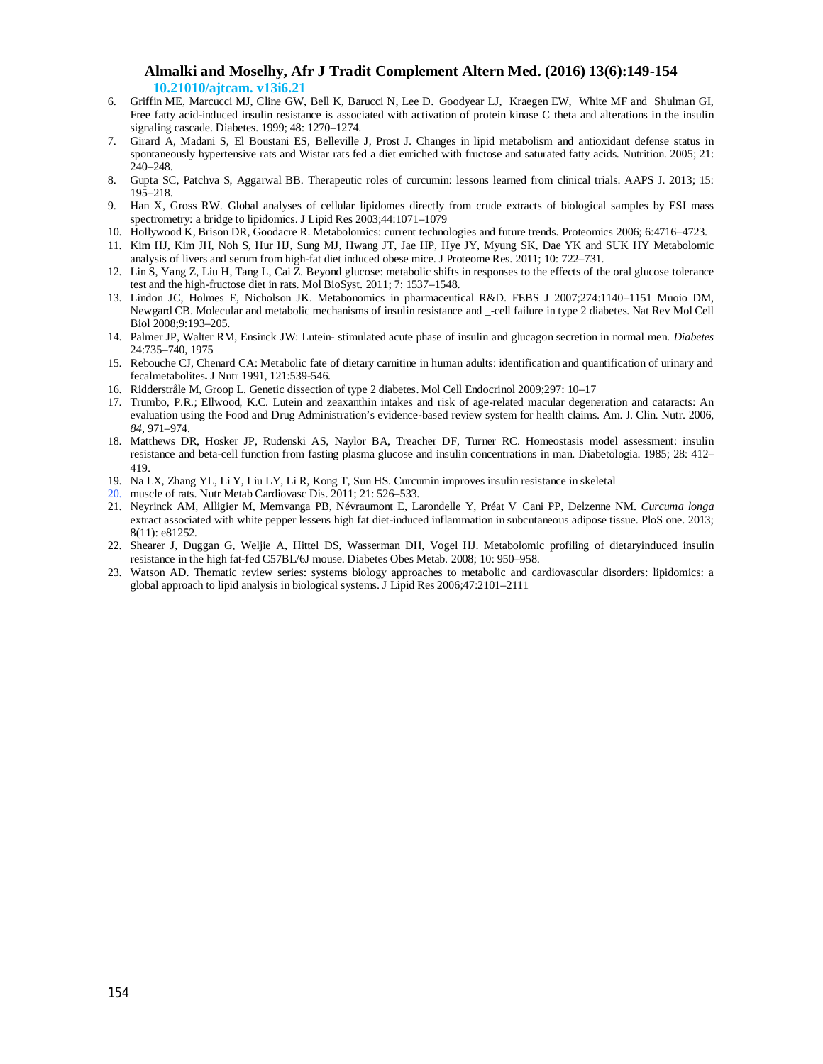6. Griffin ME, Marcucci MJ, Cline GW, Bell K, Barucci N, Lee D. Goodyear LJ, Kraegen EW, White MF and Shulman GI, Free fatty acid-induced insulin resistance is associated with activation of protein kinase C theta and alterations in the insulin signaling cascade. Diabetes. 1999; 48: 1270–1274.
7. Girard A, Madani S, El Boustani ES, Belleville J, Prost J. Changes in lipid metabolism and antioxidant defense status in spontaneously hypertensive rats and Wistar rats fed a diet enriched with fructose and saturated fatty acids. Nutrition. 2005; 21: 240–248.
8. Gupta SC, Patchva S, Aggarwal BB. Therapeutic roles of curcumin: lessons learned from clinical trials. AAPS J. 2013; 15: 195–218.
9. Han X, Gross RW. Global analyses of cellular lipidomes directly from crude extracts of biological samples by ESI mass spectrometry: a bridge to lipidomics. J Lipid Res 2003;44:1071–1079
10. Hollywood K, Brison DR, Goodacre R. Metabolomics: current technologies and future trends. Proteomics 2006; 6:4716–4723.
11. Kim HJ, Kim JH, Noh S, Hur HJ, Sung MJ, Hwang JT, Jae HP, Hye JY, Myung SK, Dae YK and SUK HY Metabolomic analysis of livers and serum from high-fat diet induced obese mice. J Proteome Res. 2011; 10: 722–731.
12. Lin S, Yang Z, Liu H, Tang L, Cai Z. Beyond glucose: metabolic shifts in responses to the effects of the oral glucose tolerance test and the high-fructose diet in rats. Mol BioSyst. 2011; 7: 1537–1548.
13. Lindon JC, Holmes E, Nicholson JK. Metabonomics in pharmaceutical R&D. FEBS J 2007;274:1140–1151 Muoio DM, Newgard CB. Molecular and metabolic mechanisms of insulin resistance and _-cell failure in type 2 diabetes. Nat Rev Mol Cell Biol 2008;9:193–205.
14. Palmer JP, Walter RM, Ensinck JW: Lutein- stimulated acute phase of insulin and glucagon secretion in normal men. *Diabetes* 24:735–740, 1975
15. Rebouche CJ, Chenard CA: Metabolic fate of dietary carnitine in human adults: identification and quantification of urinary and fecalmetabolites**.** J Nutr 1991, 121:539-546.
16. Ridderstråle M, Groop L. Genetic dissection of type 2 diabetes. Mol Cell Endocrinol 2009;297: 10–17
17. Trumbo, P.R.; Ellwood, K.C. Lutein and zeaxanthin intakes and risk of age-related macular degeneration and cataracts: An evaluation using the Food and Drug Administration's evidence-based review system for health claims. Am. J. Clin. Nutr. 2006, *84*, 971–974.
18. Matthews DR, Hosker JP, Rudenski AS, Naylor BA, Treacher DF, Turner RC. Homeostasis model assessment: insulin resistance and beta-cell function from fasting plasma glucose and insulin concentrations in man. Diabetologia. 1985; 28: 412–419.
19. Na LX, Zhang YL, Li Y, Liu LY, Li R, Kong T, Sun HS. Curcumin improves insulin resistance in skeletal
20. muscle of rats. Nutr Metab Cardiovasc Dis. 2011; 21: 526–533.
21. Neyrinck AM, Alligier M, Memvanga PB, Névraumont E, Larondelle Y, Préat V Cani PP, Delzenne NM. *Curcuma longa* extract associated with white pepper lessens high fat diet-induced inflammation in subcutaneous adipose tissue. PloS one. 2013; 8(11): e81252.
22. Shearer J, Duggan G, Weljie A, Hittel DS, Wasserman DH, Vogel HJ. Metabolomic profiling of dietaryinduced insulin resistance in the high fat-fed C57BL/6J mouse. Diabetes Obes Metab. 2008; 10: 950–958.
23. Watson AD. Thematic review series: systems biology approaches to metabolic and cardiovascular disorders: lipidomics: a global approach to lipid analysis in biological systems. J Lipid Res 2006;47:2101–2111